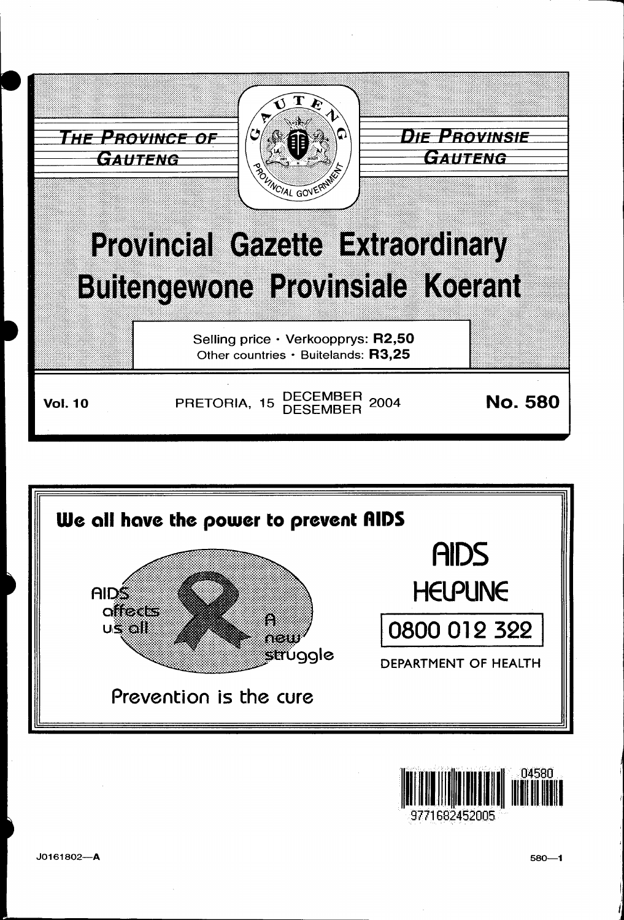THE PROVINCE OF GAUTENG

DIE PROVINSIE GAUTENG

# Provincial Gazette Extraordinary
# Buitengewone Provinsiale Koerant

Selling price · Verkoopprys: **R2,50**
Other countries · Buitelands: **R3,25**

**Vol. 10** PRETORIA, 15 DECEMBER DESEMBER 2004 **No. 580**

**We all have the power to prevent AIDS**

AIDS affects us all

A new struggle

Prevention is the cure

AIDS HELPLINE

0800 012 322

DEPARTMENT OF HEALTH

J0161802—A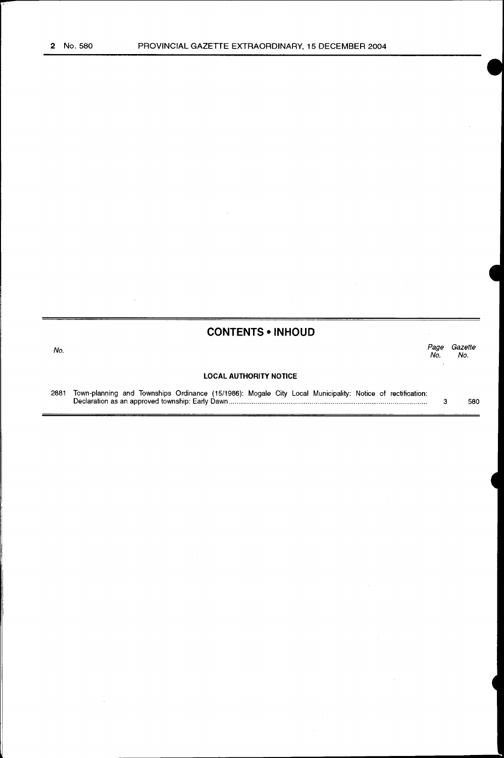## CONTENTS • INHOUD

| No. | | Page No. | Gazette No. |
|---|---|---|---|
| | **LOCAL AUTHORITY NOTICE** | | |
| 2881 | Town-planning and Townships Ordinance (15/1986): Mogale City Local Municipality: Notice of rectification: Declaration as an approved township: Early Dawn | 3 | 580 |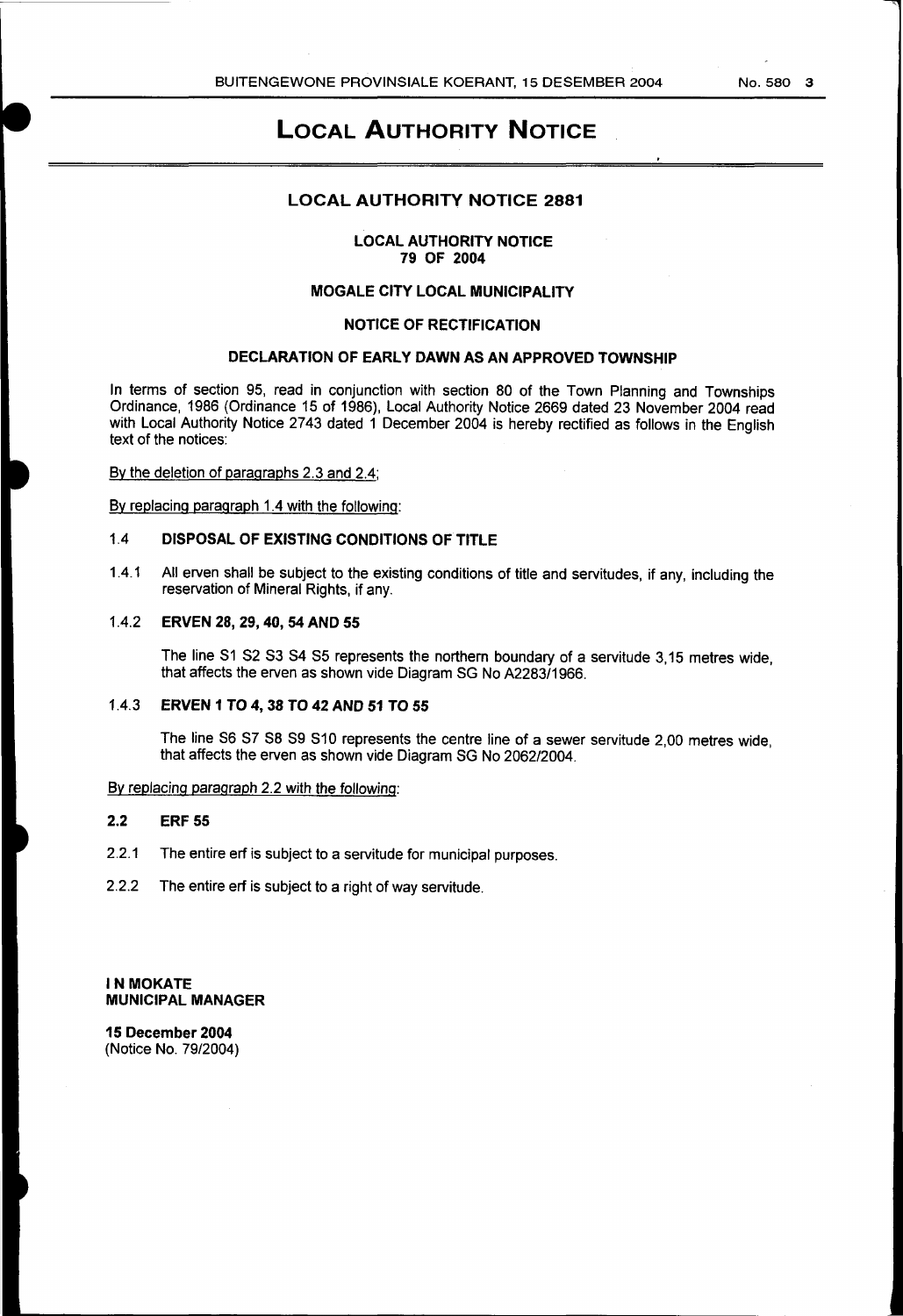# LOCAL AUTHORITY NOTICE

## LOCAL AUTHORITY NOTICE 2881

**LOCAL AUTHORITY NOTICE**
**79 OF 2004**

**MOGALE CITY LOCAL MUNICIPALITY**

**NOTICE OF RECTIFICATION**

**DECLARATION OF EARLY DAWN AS AN APPROVED TOWNSHIP**

In terms of section 95, read in conjunction with section 80 of the Town Planning and Townships Ordinance, 1986 (Ordinance 15 of 1986), Local Authority Notice 2669 dated 23 November 2004 read with Local Authority Notice 2743 dated 1 December 2004 is hereby rectified as follows in the English text of the notices:

By the deletion of paragraphs 2.3 and 2.4;

By replacing paragraph 1.4 with the following:

1.4 **DISPOSAL OF EXISTING CONDITIONS OF TITLE**

1.4.1 All erven shall be subject to the existing conditions of title and servitudes, if any, including the reservation of Mineral Rights, if any.

1.4.2 **ERVEN 28, 29, 40, 54 AND 55**

The line S1 S2 S3 S4 S5 represents the northern boundary of a servitude 3,15 metres wide, that affects the erven as shown vide Diagram SG No A2283/1966.

1.4.3 **ERVEN 1 TO 4, 38 TO 42 AND 51 TO 55**

The line S6 S7 S8 S9 S10 represents the centre line of a sewer servitude 2,00 metres wide, that affects the erven as shown vide Diagram SG No 2062/2004.

By replacing paragraph 2.2 with the following:

**2.2 ERF 55**

2.2.1 The entire erf is subject to a servitude for municipal purposes.

2.2.2 The entire erf is subject to a right of way servitude.

**I N MOKATE**
**MUNICIPAL MANAGER**

**15 December 2004**
(Notice No. 79/2004)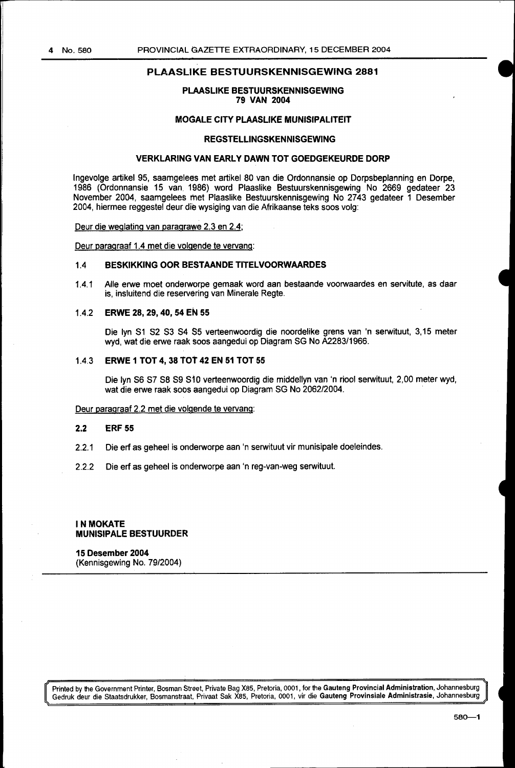## PLAASLIKE BESTUURSKENNISGEWING 2881

### PLAASLIKE BESTUURSKENNISGEWING 79 VAN 2004

### MOGALE CITY PLAASLIKE MUNISIPALITEIT

### REGSTELLINGSKENNISGEWING

### VERKLARING VAN EARLY DAWN TOT GOEDGEKEURDE DORP

Ingevolge artikel 95, saamgelees met artikel 80 van die Ordonnansie op Dorpsbeplanning en Dorpe, 1986 (Ordonnansie 15 van 1986) word Plaaslike Bestuurskennisgewing No 2669 gedateer 23 November 2004, saamgelees met Plaaslike Bestuurskennisgewing No 2743 gedateer 1 Desember 2004, hiermee reggestel deur die wysiging van die Afrikaanse teks soos volg:

Deur die weglating van paragrawe 2.3 en 2.4;

Deur paragraaf 1.4 met die volgende te vervang:

1.4 **BESKIKKING OOR BESTAANDE TITELVOORWAARDES**

1.4.1 Alle erwe moet onderworpe gemaak word aan bestaande voorwaardes en serwitute, as daar is, insluitend die reservering van Minerale Regte.

1.4.2 **ERWE 28, 29, 40, 54 EN 55**

Die lyn S1 S2 S3 S4 S5 verteenwoordig die noordelike grens van 'n serwituut, 3,15 meter wyd, wat die erwe raak soos aangedui op Diagram SG No A2283/1966.

1.4.3 **ERWE 1 TOT 4, 38 TOT 42 EN 51 TOT 55**

Die lyn S6 S7 S8 S9 S10 verteenwoordig die middellyn van 'n riool serwituut, 2,00 meter wyd, wat die erwe raak soos aangedui op Diagram SG No 2062/2004.

Deur paragraaf 2.2 met die volgende te vervang:

**2.2 ERF 55**

2.2.1 Die erf as geheel is onderworpe aan 'n serwituut vir munisipale doeleindes.

2.2.2 Die erf as geheel is onderworpe aan 'n reg-van-weg serwituut.

**I N MOKATE**
**MUNISIPALE BESTUURDER**

**15 Desember 2004**
(Kennisgewing No. 79/2004)

Printed by the Government Printer, Bosman Street, Private Bag X85, Pretoria, 0001, for the **Gauteng Provincial Administration**, Johannesburg
Gedruk deur die Staatsdrukker, Bosmanstraat, Privaat Sak X85, Pretoria, 0001, vir die **Gauteng Provinsiale Administrasie**, Johannesburg